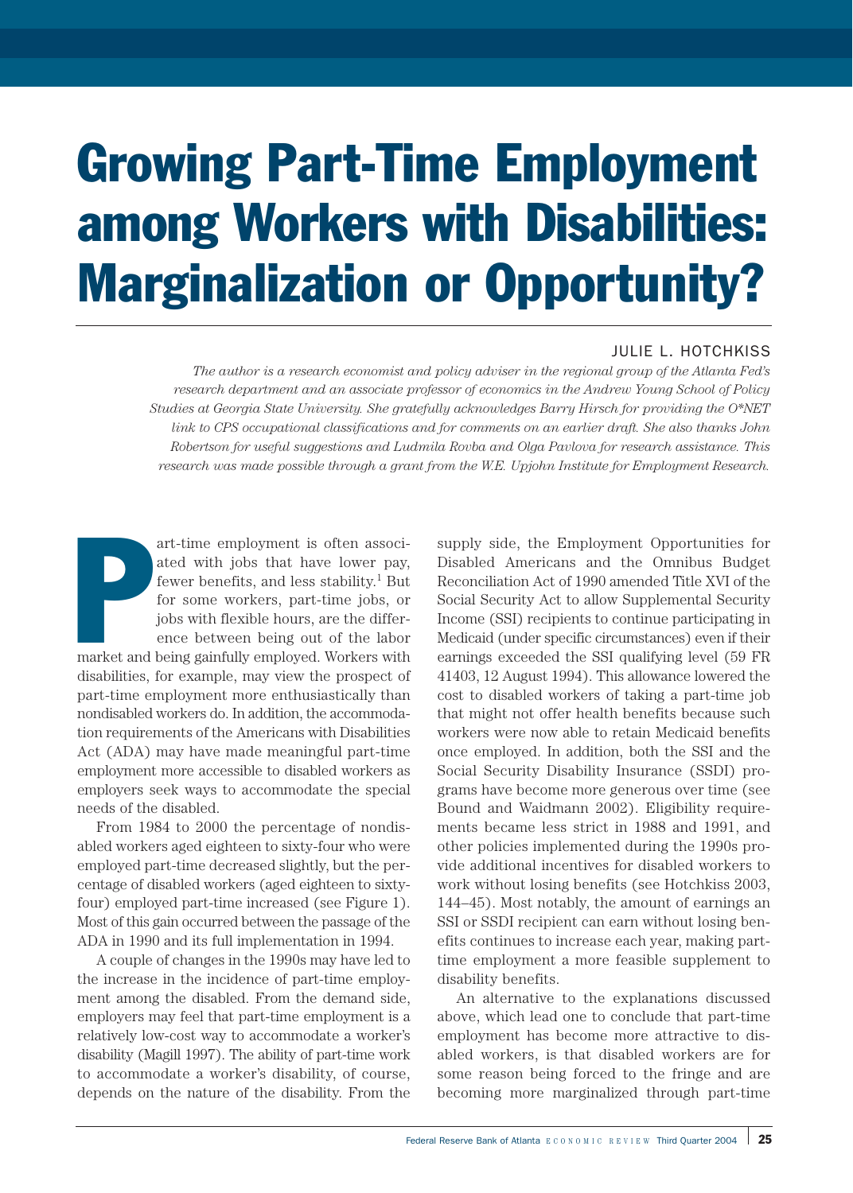# Growing Part-Time Employment among Workers with Disabilities: Marginalization or Opportunity?

JULIE L. HOTCHKISS

*The author is a research economist and policy adviser in the regional group of the Atlanta Fed's research department and an associate professor of economics in the Andrew Young School of Policy Studies at Georgia State University. She gratefully acknowledges Barry Hirsch for providing the O*NET link to CPS occupational classifications and for comments on an earlier draft. She also thanks John Robertson for useful suggestions and Ludmila Rovba and Olga Pavlova for research assistance. This research was made possible through a grant from the W.E. Upjohn Institute for Employment Research.*

Part-time employment is often associated with jobs that have lower pay, fewer benefits, and less stability.[1] But for some workers, part-time jobs, or jobs with flexible hours, are the difference between being out of the labor market and being gainfully employed. Workers with disabilities, for example, may view the prospect of part-time employment more enthusiastically than nondisabled workers do. In addition, the accommodation requirements of the Americans with Disabilities Act (ADA) may have made meaningful part-time employment more accessible to disabled workers as employers seek ways to accommodate the special needs of the disabled.

From 1984 to 2000 the percentage of nondisabled workers aged eighteen to sixty-four who were employed part-time decreased slightly, but the percentage of disabled workers (aged eighteen to sixty-four) employed part-time increased (see Figure 1). Most of this gain occurred between the passage of the ADA in 1990 and its full implementation in 1994.

A couple of changes in the 1990s may have led to the increase in the incidence of part-time employment among the disabled. From the demand side, employers may feel that part-time employment is a relatively low-cost way to accommodate a worker's disability (Magill 1997). The ability of part-time work to accommodate a worker's disability, of course, depends on the nature of the disability. From the supply side, the Employment Opportunities for Disabled Americans and the Omnibus Budget Reconciliation Act of 1990 amended Title XVI of the Social Security Act to allow Supplemental Security Income (SSI) recipients to continue participating in Medicaid (under specific circumstances) even if their earnings exceeded the SSI qualifying level (59 FR 41403, 12 August 1994). This allowance lowered the cost to disabled workers of taking a part-time job that might not offer health benefits because such workers were now able to retain Medicaid benefits once employed. In addition, both the SSI and the Social Security Disability Insurance (SSDI) programs have become more generous over time (see Bound and Waidmann 2002). Eligibility requirements became less strict in 1988 and 1991, and other policies implemented during the 1990s provide additional incentives for disabled workers to work without losing benefits (see Hotchkiss 2003, 144–45). Most notably, the amount of earnings an SSI or SSDI recipient can earn without losing benefits continues to increase each year, making part-time employment a more feasible supplement to disability benefits.

An alternative to the explanations discussed above, which lead one to conclude that part-time employment has become more attractive to disabled workers, is that disabled workers are for some reason being forced to the fringe and are becoming more marginalized through part-time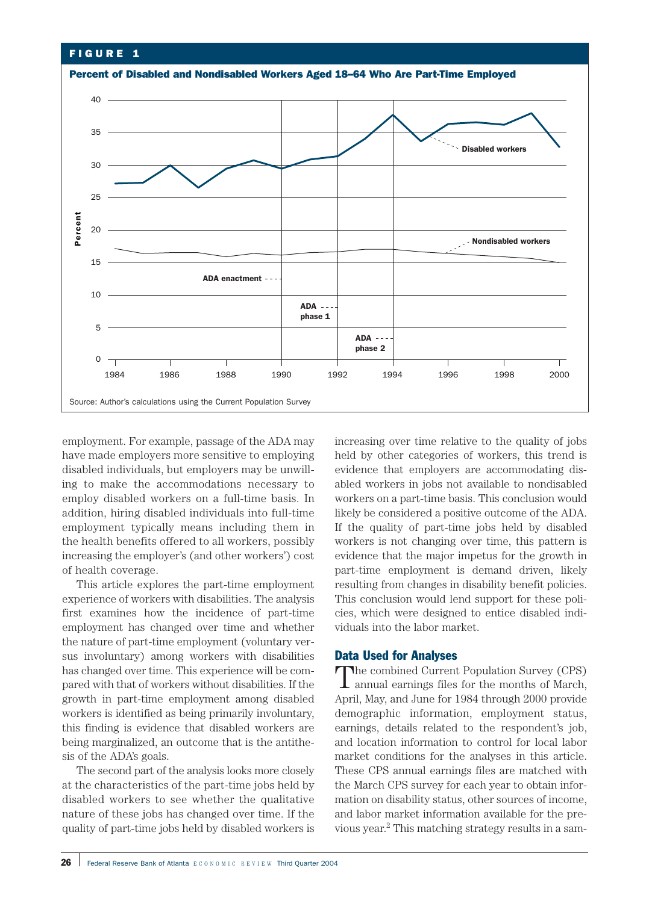**FIGURE 1**

**Percent of Disabled and Nondisabled Workers Aged 18–64 Who Are Part-Time Employed**

Source: Author's calculations using the Current Population Survey

employment. For example, passage of the ADA may have made employers more sensitive to employing disabled individuals, but employers may be unwilling to make the accommodations necessary to employ disabled workers on a full-time basis. In addition, hiring disabled individuals into full-time employment typically means including them in the health benefits offered to all workers, possibly increasing the employer's (and other workers') cost of health coverage.

This article explores the part-time employment experience of workers with disabilities. The analysis first examines how the incidence of part-time employment has changed over time and whether the nature of part-time employment (voluntary versus involuntary) among workers with disabilities has changed over time. This experience will be compared with that of workers without disabilities. If the growth in part-time employment among disabled workers is identified as being primarily involuntary, this finding is evidence that disabled workers are being marginalized, an outcome that is the antithesis of the ADA's goals.

The second part of the analysis looks more closely at the characteristics of the part-time jobs held by disabled workers to see whether the qualitative nature of these jobs has changed over time. If the quality of part-time jobs held by disabled workers is increasing over time relative to the quality of jobs held by other categories of workers, this trend is evidence that employers are accommodating disabled workers in jobs not available to nondisabled workers on a part-time basis. This conclusion would likely be considered a positive outcome of the ADA. If the quality of part-time jobs held by disabled workers is not changing over time, this pattern is evidence that the major impetus for the growth in part-time employment is demand driven, likely resulting from changes in disability benefit policies. This conclusion would lend support for these policies, which were designed to entice disabled individuals into the labor market.

## Data Used for Analyses

The combined Current Population Survey (CPS) annual earnings files for the months of March, April, May, and June for 1984 through 2000 provide demographic information, employment status, earnings, details related to the respondent's job, and location information to control for local labor market conditions for the analyses in this article. These CPS annual earnings files are matched with the March CPS survey for each year to obtain information on disability status, other sources of income, and labor market information available for the previous year.[2] This matching strategy results in a sam-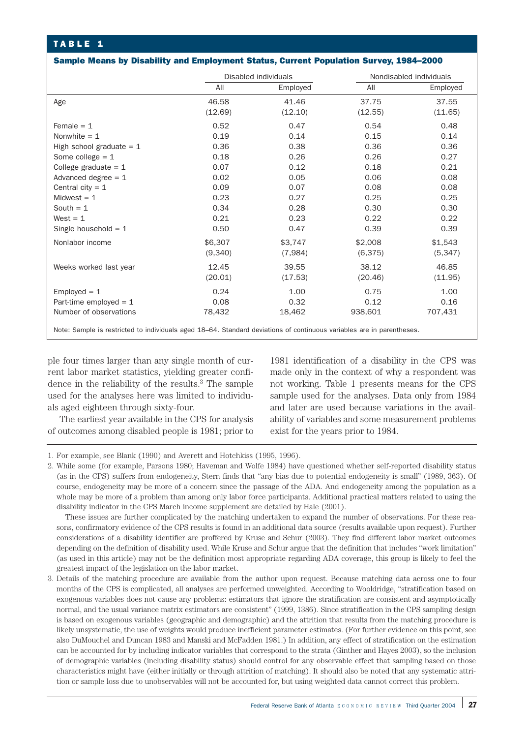**TABLE 1**

**Sample Means by Disability and Employment Status, Current Population Survey, 1984–2000**

| | Disabled individuals | | Nondisabled individuals | |
|---|---|---|---|---|
| | All | Employed | All | Employed |
| Age | 46.58 | 41.46 | 37.75 | 37.55 |
| | (12.69) | (12.10) | (12.55) | (11.65) |
| Female = 1 | 0.52 | 0.47 | 0.54 | 0.48 |
| Nonwhite = 1 | 0.19 | 0.14 | 0.15 | 0.14 |
| High school graduate = 1 | 0.36 | 0.38 | 0.36 | 0.36 |
| Some college = 1 | 0.18 | 0.26 | 0.26 | 0.27 |
| College graduate = 1 | 0.07 | 0.12 | 0.18 | 0.21 |
| Advanced degree = 1 | 0.02 | 0.05 | 0.06 | 0.08 |
| Central city = 1 | 0.09 | 0.07 | 0.08 | 0.08 |
| Midwest = 1 | 0.23 | 0.27 | 0.25 | 0.25 |
| South = 1 | 0.34 | 0.28 | 0.30 | 0.30 |
| West = 1 | 0.21 | 0.23 | 0.22 | 0.22 |
| Single household = 1 | 0.50 | 0.47 | 0.39 | 0.39 |
| Nonlabor income | $6,307 | $3,747 | $2,008 | $1,543 |
| | (9,340) | (7,984) | (6,375) | (5,347) |
| Weeks worked last year | 12.45 | 39.55 | 38.12 | 46.85 |
| | (20.01) | (17.53) | (20.46) | (11.95) |
| Employed = 1 | 0.24 | 1.00 | 0.75 | 1.00 |
| Part-time employed = 1 | 0.08 | 0.32 | 0.12 | 0.16 |
| Number of observations | 78,432 | 18,462 | 938,601 | 707,431 |

Note: Sample is restricted to individuals aged 18–64. Standard deviations of continuous variables are in parentheses.

ple four times larger than any single month of current labor market statistics, yielding greater confidence in the reliability of the results.[3] The sample used for the analyses here was limited to individuals aged eighteen through sixty-four.

The earliest year available in the CPS for analysis of outcomes among disabled people is 1981; prior to 1981 identification of a disability in the CPS was made only in the context of why a respondent was not working. Table 1 presents means for the CPS sample used for the analyses. Data only from 1984 and later are used because variations in the availability of variables and some measurement problems exist for the years prior to 1984.

1. For example, see Blank (1990) and Averett and Hotchkiss (1995, 1996).

2. While some (for example, Parsons 1980; Haveman and Wolfe 1984) have questioned whether self-reported disability status (as in the CPS) suffers from endogeneity, Stern finds that "any bias due to potential endogeneity is small" (1989, 363). Of course, endogeneity may be more of a concern since the passage of the ADA. And endogeneity among the population as a whole may be more of a problem than among only labor force participants. Additional practical matters related to using the disability indicator in the CPS March income supplement are detailed by Hale (2001).

These issues are further complicated by the matching undertaken to expand the number of observations. For these reasons, confirmatory evidence of the CPS results is found in an additional data source (results available upon request). Further considerations of a disability identifier are proffered by Kruse and Schur (2003). They find different labor market outcomes depending on the definition of disability used. While Kruse and Schur argue that the definition that includes "work limitation" (as used in this article) may not be the definition most appropriate regarding ADA coverage, this group is likely to feel the greatest impact of the legislation on the labor market.

3. Details of the matching procedure are available from the author upon request. Because matching data across one to four months of the CPS is complicated, all analyses are performed unweighted. According to Wooldridge, "stratification based on exogenous variables does not cause any problems: estimators that ignore the stratification are consistent and asymptotically normal, and the usual variance matrix estimators are consistent" (1999, 1386). Since stratification in the CPS sampling design is based on exogenous variables (geographic and demographic) and the attrition that results from the matching procedure is likely unsystematic, the use of weights would produce inefficient parameter estimates. (For further evidence on this point, see also DuMouchel and Duncan 1983 and Manski and McFadden 1981.) In addition, any effect of stratification on the estimation can be accounted for by including indicator variables that correspond to the strata (Ginther and Hayes 2003), so the inclusion of demographic variables (including disability status) should control for any observable effect that sampling based on those characteristics might have (either initially or through attrition of matching). It should also be noted that any systematic attrition or sample loss due to unobservables will not be accounted for, but using weighted data cannot correct this problem.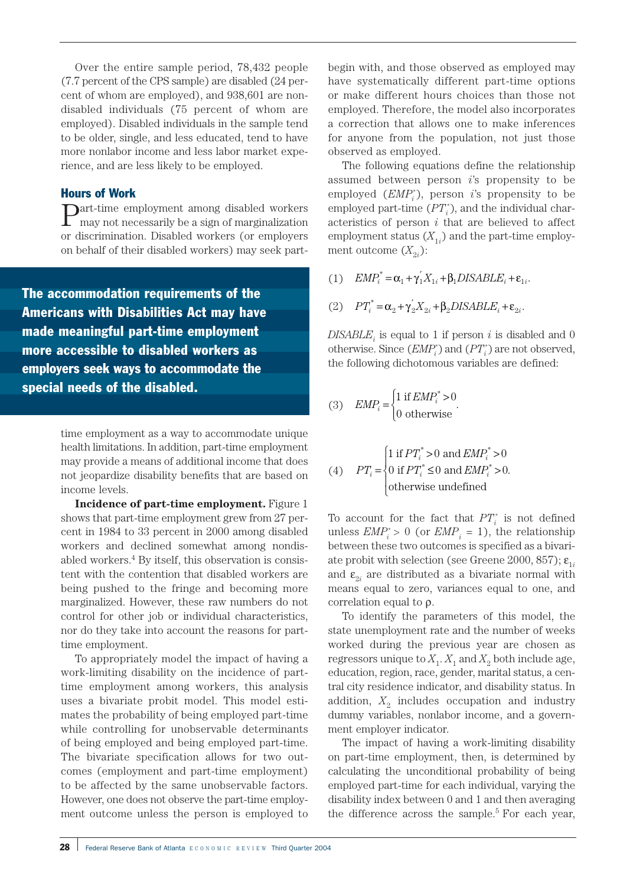Over the entire sample period, 78,432 people (7.7 percent of the CPS sample) are disabled (24 percent of whom are employed), and 938,601 are nondisabled individuals (75 percent of whom are employed). Disabled individuals in the sample tend to be older, single, and less educated, tend to have more nonlabor income and less labor market experience, and are less likely to be employed.

## Hours of Work

Part-time employment among disabled workers may not necessarily be a sign of marginalization or discrimination. Disabled workers (or employers on behalf of their disabled workers) may seek part-time employment as a way to accommodate unique health limitations. In addition, part-time employment may provide a means of additional income that does not jeopardize disability benefits that are based on income levels.

**The accommodation requirements of the Americans with Disabilities Act may have made meaningful part-time employment more accessible to disabled workers as employers seek ways to accommodate the special needs of the disabled.**

**Incidence of part-time employment.** Figure 1 shows that part-time employment grew from 27 percent in 1984 to 33 percent in 2000 among disabled workers and declined somewhat among nondisabled workers.[4] By itself, this observation is consistent with the contention that disabled workers are being pushed to the fringe and becoming more marginalized. However, these raw numbers do not control for other job or individual characteristics, nor do they take into account the reasons for part-time employment.

To appropriately model the impact of having a work-limiting disability on the incidence of part-time employment among workers, this analysis uses a bivariate probit model. This model estimates the probability of being employed part-time while controlling for unobservable determinants of being employed and being employed part-time. The bivariate specification allows for two outcomes (employment and part-time employment) to be affected by the same unobservable factors. However, one does not observe the part-time employment outcome unless the person is employed to begin with, and those observed as employed may have systematically different part-time options or make different hours choices than those not employed. Therefore, the model also incorporates a correction that allows one to make inferences for anyone from the population, not just those observed as employed.

The following equations define the relationship assumed between person $i$'s propensity to be employed ($EMP_i^*$), person $i$'s propensity to be employed part-time ($PT_i^*$), and the individual characteristics of person $i$ that are believed to affect employment status ($X_{1i}$) and the part-time employment outcome ($X_{2i}$):

$$(1)\quad EMP_i^* = \alpha_1 + \gamma_1' X_{1i} + \beta_1 DISABLE_i + \varepsilon_{1i}.$$

$$(2)\quad PT_i^* = \alpha_2 + \gamma_2' X_{2i} + \beta_2 DISABLE_i + \varepsilon_{2i}.$$

$DISABLE_i$ is equal to 1 if person $i$ is disabled and 0 otherwise. Since ($EMP_i^*$) and ($PT_i^*$) are not observed, the following dichotomous variables are defined:

$$(3)\quad EMP_i = \begin{cases} 1 \text{ if } EMP_i^* > 0 \\ 0 \text{ otherwise} \end{cases}.$$

$$(4)\quad PT_i = \begin{cases} 1 \text{ if } PT_i^* > 0 \text{ and } EMP_i^* > 0 \\ 0 \text{ if } PT_i^* \le 0 \text{ and } EMP_i^* > 0. \\ \text{otherwise undefined} \end{cases}$$

To account for the fact that $PT_i^*$ is not defined unless $EMP_i^* > 0$ (or $EMP_i = 1$), the relationship between these two outcomes is specified as a bivariate probit with selection (see Greene 2000, 857); $\varepsilon_{1i}$ and $\varepsilon_{2i}$ are distributed as a bivariate normal with means equal to zero, variances equal to one, and correlation equal to $\rho$.

To identify the parameters of this model, the state unemployment rate and the number of weeks worked during the previous year are chosen as regressors unique to $X_1$. $X_1$ and $X_2$ both include age, education, region, race, gender, marital status, a central city residence indicator, and disability status. In addition, $X_2$ includes occupation and industry dummy variables, nonlabor income, and a government employer indicator.

The impact of having a work-limiting disability on part-time employment, then, is determined by calculating the unconditional probability of being employed part-time for each individual, varying the disability index between 0 and 1 and then averaging the difference across the sample.[5] For each year,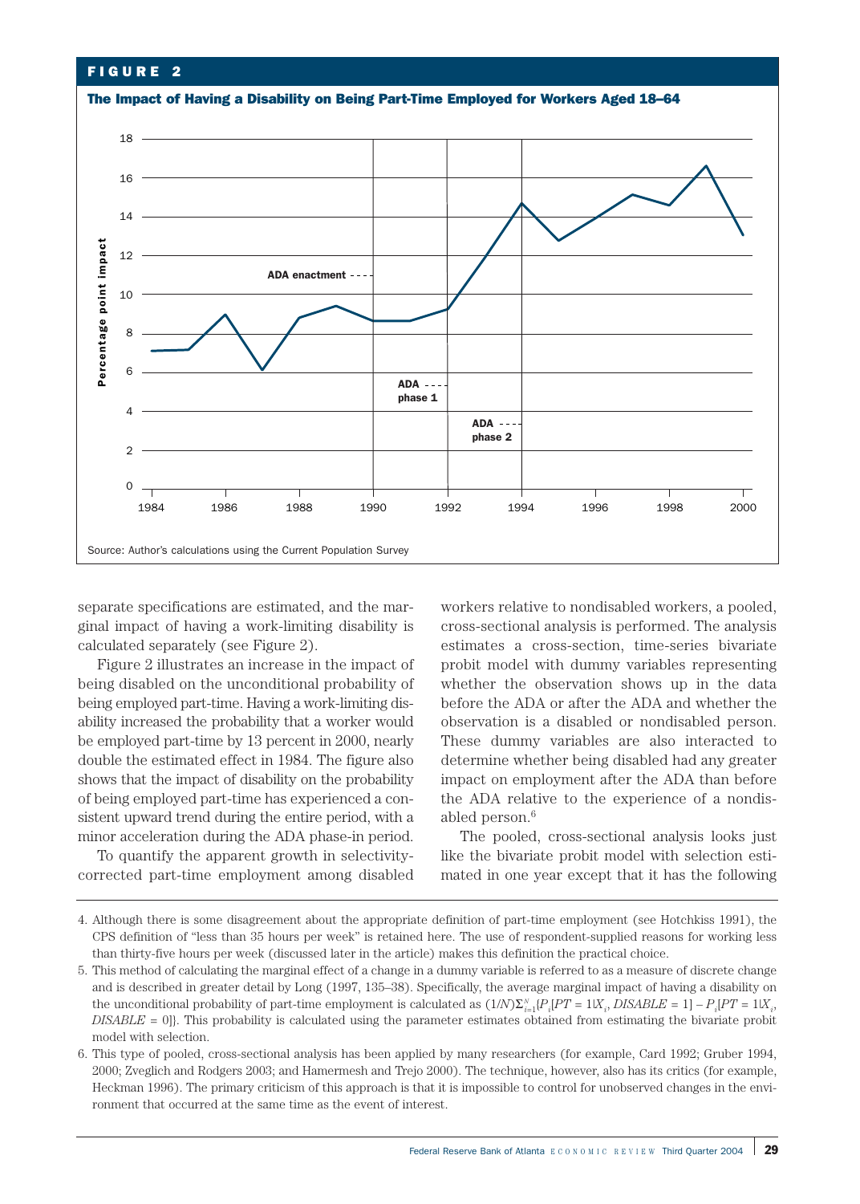**FIGURE 2**

**The Impact of Having a Disability on Being Part-Time Employed for Workers Aged 18–64**

Source: Author's calculations using the Current Population Survey

separate specifications are estimated, and the marginal impact of having a work-limiting disability is calculated separately (see Figure 2).

Figure 2 illustrates an increase in the impact of being disabled on the unconditional probability of being employed part-time. Having a work-limiting disability increased the probability that a worker would be employed part-time by 13 percent in 2000, nearly double the estimated effect in 1984. The figure also shows that the impact of disability on the probability of being employed part-time has experienced a consistent upward trend during the entire period, with a minor acceleration during the ADA phase-in period.

To quantify the apparent growth in selectivity-corrected part-time employment among disabled workers relative to nondisabled workers, a pooled, cross-sectional analysis is performed. The analysis estimates a cross-section, time-series bivariate probit model with dummy variables representing whether the observation shows up in the data before the ADA or after the ADA and whether the observation is a disabled or nondisabled person. These dummy variables are also interacted to determine whether being disabled had any greater impact on employment after the ADA than before the ADA relative to the experience of a nondisabled person.[6]

The pooled, cross-sectional analysis looks just like the bivariate probit model with selection estimated in one year except that it has the following

4. Although there is some disagreement about the appropriate definition of part-time employment (see Hotchkiss 1991), the CPS definition of "less than 35 hours per week" is retained here. The use of respondent-supplied reasons for working less than thirty-five hours per week (discussed later in the article) makes this definition the practical choice.

5. This method of calculating the marginal effect of a change in a dummy variable is referred to as a measure of discrete change and is described in greater detail by Long (1997, 135–38). Specifically, the average marginal impact of having a disability on the unconditional probability of part-time employment is calculated as $(1/N)\Sigma_{i=1}^{N}\{P_i[PT = 1|X_i, DISABLE = 1] - P_i[PT = 1|X_i, DISABLE = 0]\}$. This probability is calculated using the parameter estimates obtained from estimating the bivariate probit model with selection.

6. This type of pooled, cross-sectional analysis has been applied by many researchers (for example, Card 1992; Gruber 1994, 2000; Zveglich and Rodgers 2003; and Hamermesh and Trejo 2000). The technique, however, also has its critics (for example, Heckman 1996). The primary criticism of this approach is that it is impossible to control for unobserved changes in the environment that occurred at the same time as the event of interest.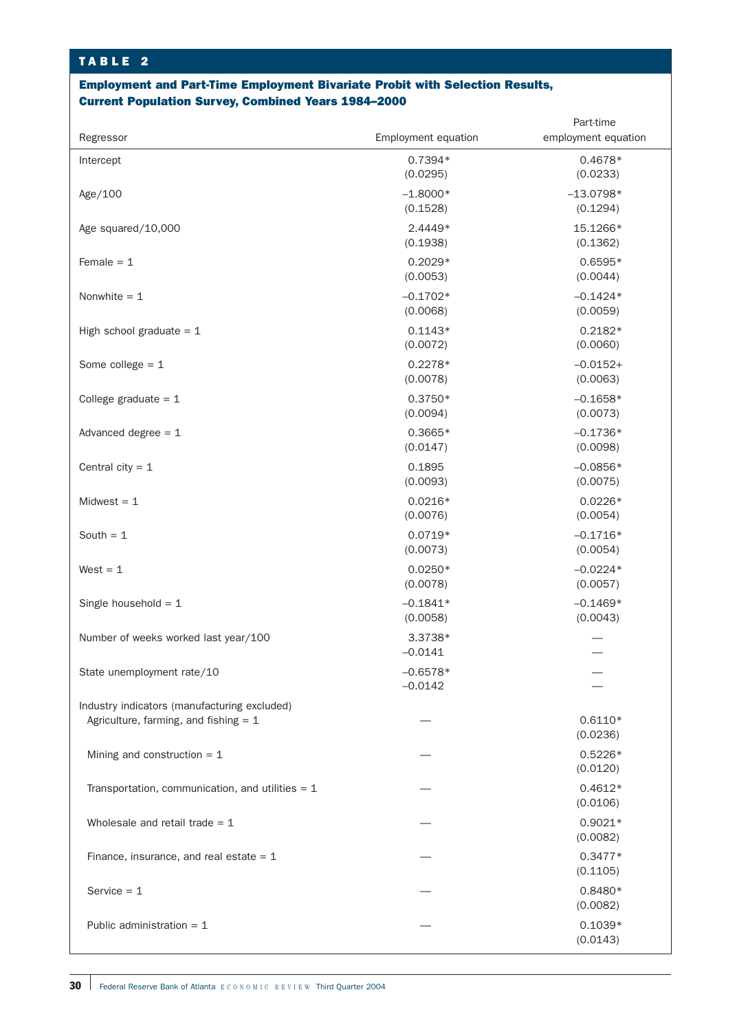## TABLE 2

**Employment and Part-Time Employment Bivariate Probit with Selection Results, Current Population Survey, Combined Years 1984–2000**

| Regressor | Employment equation | Part-time employment equation |
|---|---|---|
| Intercept | 0.7394* | 0.4678* |
| | (0.0295) | (0.0233) |
| Age/100 | –1.8000* | –13.0798* |
| | (0.1528) | (0.1294) |
| Age squared/10,000 | 2.4449* | 15.1266* |
| | (0.1938) | (0.1362) |
| Female = 1 | 0.2029* | 0.6595* |
| | (0.0053) | (0.0044) |
| Nonwhite = 1 | –0.1702* | –0.1424* |
| | (0.0068) | (0.0059) |
| High school graduate = 1 | 0.1143* | 0.2182* |
| | (0.0072) | (0.0060) |
| Some college = 1 | 0.2278* | –0.0152+ |
| | (0.0078) | (0.0063) |
| College graduate = 1 | 0.3750* | –0.1658* |
| | (0.0094) | (0.0073) |
| Advanced degree = 1 | 0.3665* | –0.1736* |
| | (0.0147) | (0.0098) |
| Central city = 1 | 0.1895 | –0.0856* |
| | (0.0093) | (0.0075) |
| Midwest = 1 | 0.0216* | 0.0226* |
| | (0.0076) | (0.0054) |
| South = 1 | 0.0719* | –0.1716* |
| | (0.0073) | (0.0054) |
| West = 1 | 0.0250* | –0.0224* |
| | (0.0078) | (0.0057) |
| Single household = 1 | –0.1841* | –0.1469* |
| | (0.0058) | (0.0043) |
| Number of weeks worked last year/100 | 3.3738* | — |
| | –0.0141 | — |
| State unemployment rate/10 | –0.6578* | — |
| | –0.0142 | — |
| Industry indicators (manufacturing excluded) | | |
| Agriculture, farming, and fishing = 1 | — | 0.6110* |
| | | (0.0236) |
| Mining and construction = 1 | — | 0.5226* |
| | | (0.0120) |
| Transportation, communication, and utilities = 1 | — | 0.4612* |
| | | (0.0106) |
| Wholesale and retail trade = 1 | — | 0.9021* |
| | | (0.0082) |
| Finance, insurance, and real estate = 1 | — | 0.3477* |
| | | (0.1105) |
| Service = 1 | — | 0.8480* |
| | | (0.0082) |
| Public administration = 1 | — | 0.1039* |
| | | (0.0143) |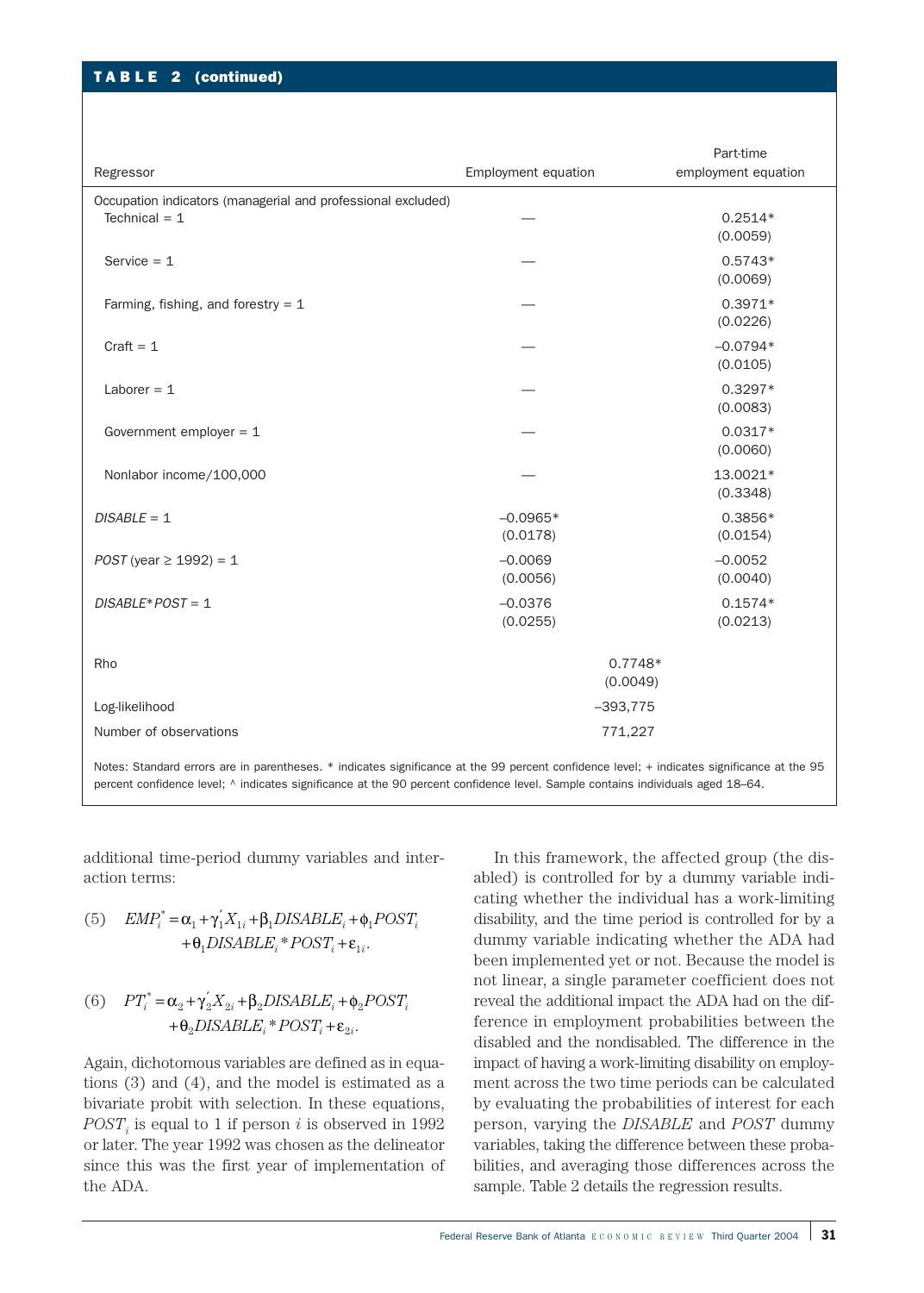**TABLE 2 (continued)**

| Regressor | Employment equation | Part-time employment equation |
|---|---|---|
| Occupation indicators (managerial and professional excluded) | | |
| Technical = 1 | — | 0.2514* (0.0059) |
| Service = 1 | — | 0.5743* (0.0069) |
| Farming, fishing, and forestry = 1 | — | 0.3971* (0.0226) |
| Craft = 1 | — | –0.0794* (0.0105) |
| Laborer = 1 | — | 0.3297* (0.0083) |
| Government employer = 1 | — | 0.0317* (0.0060) |
| Nonlabor income/100,000 | — | 13.0021* (0.3348) |
| *DISABLE* = 1 | –0.0965* (0.0178) | 0.3856* (0.0154) |
| *POST* (year ≥ 1992) = 1 | –0.0069 (0.0056) | –0.0052 (0.0040) |
| *DISABLE*\*POST* = 1 | –0.0376 (0.0255) | 0.1574* (0.0213) |
| Rho | 0.7748* (0.0049) | |
| Log-likelihood | –393,775 | |
| Number of observations | 771,227 | |

Notes: Standard errors are in parentheses. * indicates significance at the 99 percent confidence level; + indicates significance at the 95 percent confidence level; ^ indicates significance at the 90 percent confidence level. Sample contains individuals aged 18–64.

additional time-period dummy variables and interaction terms:

$$(5)\quad EMP_i^* = \alpha_1 + \gamma_1' X_{1i} + \beta_1 DISABLE_i + \phi_1 POST_i + \theta_1 DISABLE_i * POST_i + \varepsilon_{1i}.$$

$$(6)\quad PT_i^* = \alpha_2 + \gamma_2' X_{2i} + \beta_2 DISABLE_i + \phi_2 POST_i + \theta_2 DISABLE_i * POST_i + \varepsilon_{2i}.$$

Again, dichotomous variables are defined as in equations (3) and (4), and the model is estimated as a bivariate probit with selection. In these equations, $POST_i$ is equal to 1 if person $i$ is observed in 1992 or later. The year 1992 was chosen as the delineator since this was the first year of implementation of the ADA.

In this framework, the affected group (the disabled) is controlled for by a dummy variable indicating whether the individual has a work-limiting disability, and the time period is controlled for by a dummy variable indicating whether the ADA had been implemented yet or not. Because the model is not linear, a single parameter coefficient does not reveal the additional impact the ADA had on the difference in employment probabilities between the disabled and the nondisabled. The difference in the impact of having a work-limiting disability on employment across the two time periods can be calculated by evaluating the probabilities of interest for each person, varying the *DISABLE* and *POST* dummy variables, taking the difference between these probabilities, and averaging those differences across the sample. Table 2 details the regression results.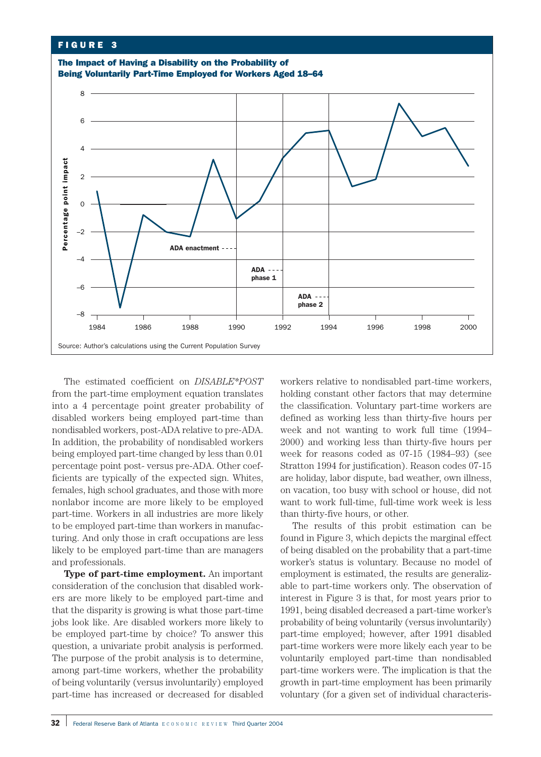**FIGURE 3**

**The Impact of Having a Disability on the Probability of Being Voluntarily Part-Time Employed for Workers Aged 18–64**

Source: Author's calculations using the Current Population Survey

The estimated coefficient on *DISABLE*POST* from the part-time employment equation translates into a 4 percentage point greater probability of disabled workers being employed part-time than nondisabled workers, post-ADA relative to pre-ADA. In addition, the probability of nondisabled workers being employed part-time changed by less than 0.01 percentage point post- versus pre-ADA. Other coefficients are typically of the expected sign. Whites, females, high school graduates, and those with more nonlabor income are more likely to be employed part-time. Workers in all industries are more likely to be employed part-time than workers in manufacturing. And only those in craft occupations are less likely to be employed part-time than are managers and professionals.

**Type of part-time employment.** An important consideration of the conclusion that disabled workers are more likely to be employed part-time and that the disparity is growing is what those part-time jobs look like. Are disabled workers more likely to be employed part-time by choice? To answer this question, a univariate probit analysis is performed. The purpose of the probit analysis is to determine, among part-time workers, whether the probability of being voluntarily (versus involuntarily) employed part-time has increased or decreased for disabled workers relative to nondisabled part-time workers, holding constant other factors that may determine the classification. Voluntary part-time workers are defined as working less than thirty-five hours per week and not wanting to work full time (1994–2000) and working less than thirty-five hours per week for reasons coded as 07-15 (1984–93) (see Stratton 1994 for justification). Reason codes 07-15 are holiday, labor dispute, bad weather, own illness, on vacation, too busy with school or house, did not want to work full-time, full-time work week is less than thirty-five hours, or other.

The results of this probit estimation can be found in Figure 3, which depicts the marginal effect of being disabled on the probability that a part-time worker's status is voluntary. Because no model of employment is estimated, the results are generalizable to part-time workers only. The observation of interest in Figure 3 is that, for most years prior to 1991, being disabled decreased a part-time worker's probability of being voluntarily (versus involuntarily) part-time employed; however, after 1991 disabled part-time workers were more likely each year to be voluntarily employed part-time than nondisabled part-time workers were. The implication is that the growth in part-time employment has been primarily voluntary (for a given set of individual characteris-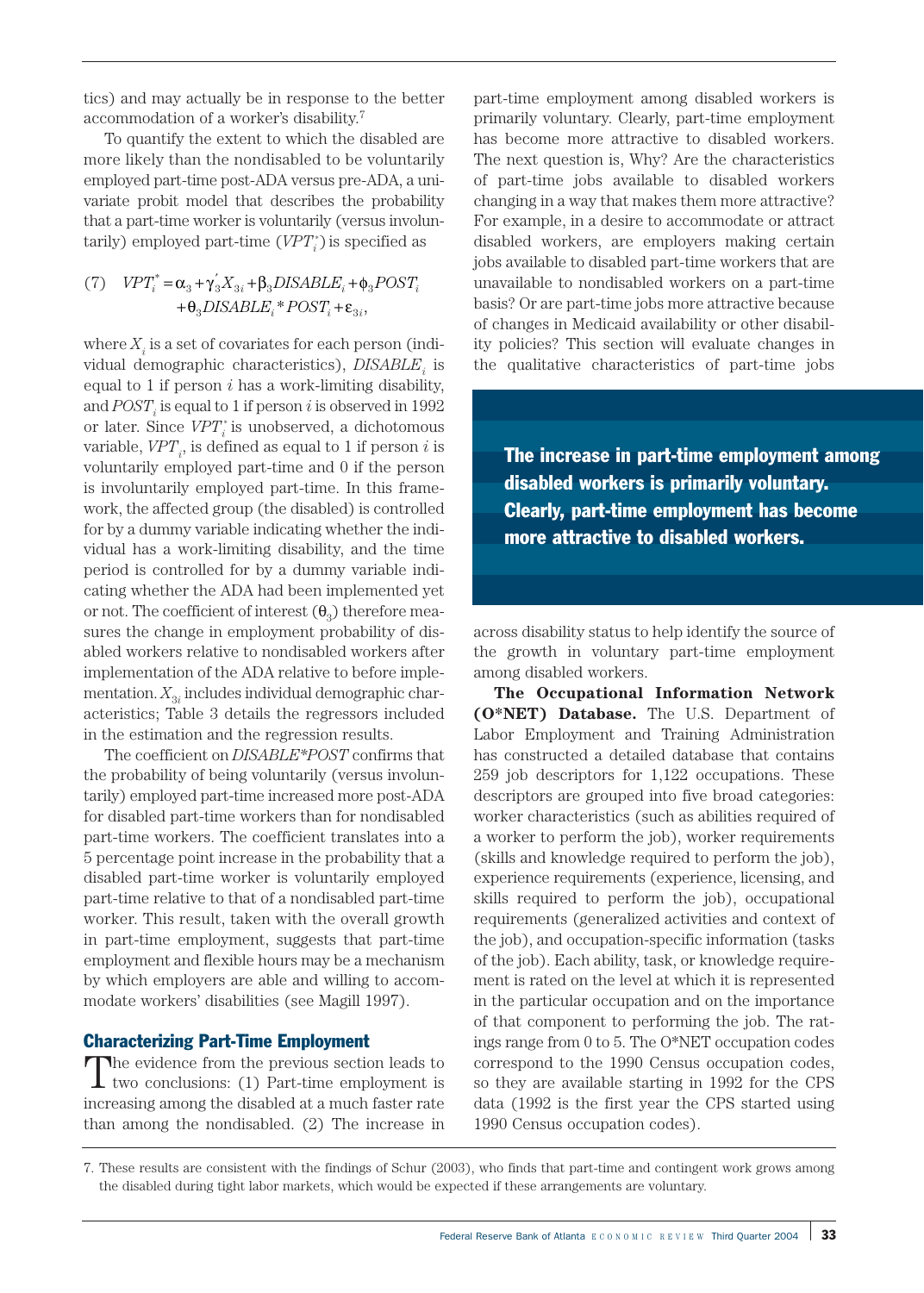tics) and may actually be in response to the better accommodation of a worker's disability.[7]

To quantify the extent to which the disabled are more likely than the nondisabled to be voluntarily employed part-time post-ADA versus pre-ADA, a univariate probit model that describes the probability that a part-time worker is voluntarily (versus involuntarily) employed part-time ($VPT_i^*$) is specified as

$$(7) \quad VPT_i^* = \alpha_3 + \gamma_3' X_{3i} + \beta_3 DISABLE_i + \phi_3 POST_i + \theta_3 DISABLE_i * POST_i + \varepsilon_{3i},$$

where $X_i$ is a set of covariates for each person (individual demographic characteristics), $DISABLE_i$ is equal to 1 if person $i$ has a work-limiting disability, and $POST_i$ is equal to 1 if person $i$ is observed in 1992 or later. Since $VPT_i^*$ is unobserved, a dichotomous variable, $VPT_i$, is defined as equal to 1 if person $i$ is voluntarily employed part-time and 0 if the person is involuntarily employed part-time. In this framework, the affected group (the disabled) is controlled for by a dummy variable indicating whether the individual has a work-limiting disability, and the time period is controlled for by a dummy variable indicating whether the ADA had been implemented yet or not. The coefficient of interest ($\theta_3$) therefore measures the change in employment probability of disabled workers relative to nondisabled workers after implementation of the ADA relative to before implementation. $X_{3i}$ includes individual demographic characteristics; Table 3 details the regressors included in the estimation and the regression results.

The coefficient on *DISABLE*POST* confirms that the probability of being voluntarily (versus involuntarily) employed part-time increased more post-ADA for disabled part-time workers than for nondisabled part-time workers. The coefficient translates into a 5 percentage point increase in the probability that a disabled part-time worker is voluntarily employed part-time relative to that of a nondisabled part-time worker. This result, taken with the overall growth in part-time employment, suggests that part-time employment and flexible hours may be a mechanism by which employers are able and willing to accommodate workers' disabilities (see Magill 1997).

## Characterizing Part-Time Employment

The evidence from the previous section leads to two conclusions: (1) Part-time employment is increasing among the disabled at a much faster rate than among the nondisabled. (2) The increase in part-time employment among disabled workers is primarily voluntary. Clearly, part-time employment has become more attractive to disabled workers. The next question is, Why? Are the characteristics of part-time jobs available to disabled workers changing in a way that makes them more attractive? For example, in a desire to accommodate or attract disabled workers, are employers making certain jobs available to disabled part-time workers that are unavailable to nondisabled workers on a part-time basis? Or are part-time jobs more attractive because of changes in Medicaid availability or other disability policies? This section will evaluate changes in the qualitative characteristics of part-time jobs across disability status to help identify the source of the growth in voluntary part-time employment among disabled workers.

> **The increase in part-time employment among disabled workers is primarily voluntary. Clearly, part-time employment has become more attractive to disabled workers.**

**The Occupational Information Network (O*NET) Database.** The U.S. Department of Labor Employment and Training Administration has constructed a detailed database that contains 259 job descriptors for 1,122 occupations. These descriptors are grouped into five broad categories: worker characteristics (such as abilities required of a worker to perform the job), worker requirements (skills and knowledge required to perform the job), experience requirements (experience, licensing, and skills required to perform the job), occupational requirements (generalized activities and context of the job), and occupation-specific information (tasks of the job). Each ability, task, or knowledge requirement is rated on the level at which it is represented in the particular occupation and on the importance of that component to performing the job. The ratings range from 0 to 5. The O*NET occupation codes correspond to the 1990 Census occupation codes, so they are available starting in 1992 for the CPS data (1992 is the first year the CPS started using 1990 Census occupation codes).

7. These results are consistent with the findings of Schur (2003), who finds that part-time and contingent work grows among the disabled during tight labor markets, which would be expected if these arrangements are voluntary.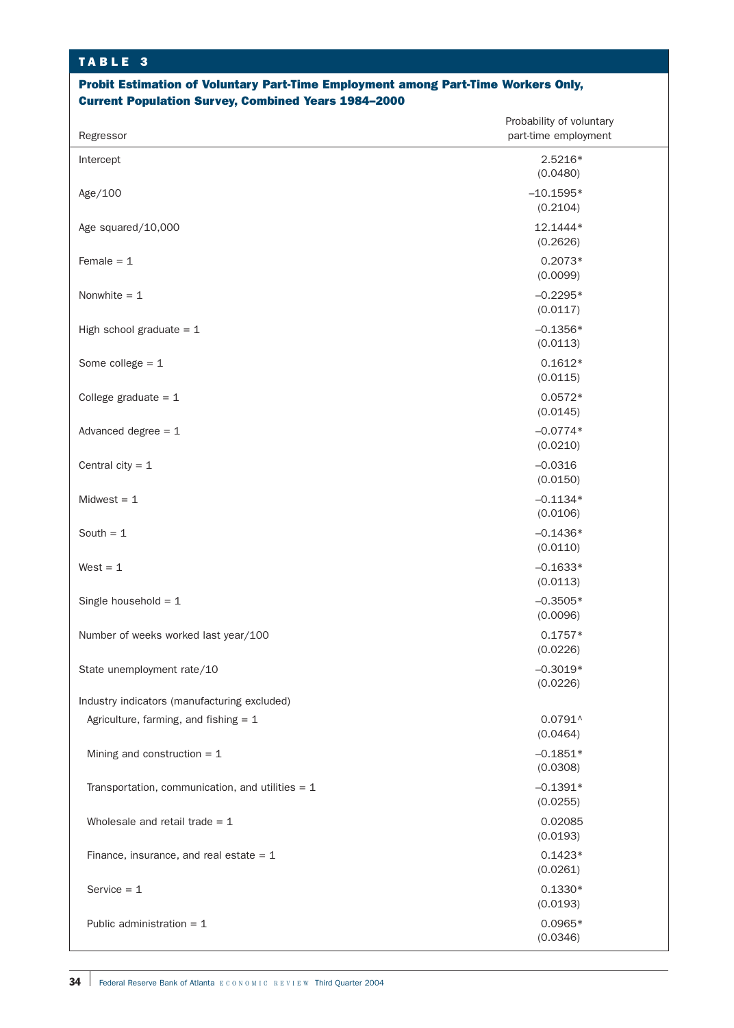**TABLE 3**

**Probit Estimation of Voluntary Part-Time Employment among Part-Time Workers Only, Current Population Survey, Combined Years 1984–2000**

| Regressor | Probability of voluntary part-time employment |
|---|---|
| Intercept | 2.5216* (0.0480) |
| Age/100 | –10.1595* (0.2104) |
| Age squared/10,000 | 12.1444* (0.2626) |
| Female = 1 | 0.2073* (0.0099) |
| Nonwhite = 1 | –0.2295* (0.0117) |
| High school graduate = 1 | –0.1356* (0.0113) |
| Some college = 1 | 0.1612* (0.0115) |
| College graduate = 1 | 0.0572* (0.0145) |
| Advanced degree = 1 | –0.0774* (0.0210) |
| Central city = 1 | –0.0316 (0.0150) |
| Midwest = 1 | –0.1134* (0.0106) |
| South = 1 | –0.1436* (0.0110) |
| West = 1 | –0.1633* (0.0113) |
| Single household = 1 | –0.3505* (0.0096) |
| Number of weeks worked last year/100 | 0.1757* (0.0226) |
| State unemployment rate/10 | –0.3019* (0.0226) |
| Industry indicators (manufacturing excluded) | |
| Agriculture, farming, and fishing = 1 | 0.0791^ (0.0464) |
| Mining and construction = 1 | –0.1851* (0.0308) |
| Transportation, communication, and utilities = 1 | –0.1391* (0.0255) |
| Wholesale and retail trade = 1 | 0.02085 (0.0193) |
| Finance, insurance, and real estate = 1 | 0.1423* (0.0261) |
| Service = 1 | 0.1330* (0.0193) |
| Public administration = 1 | 0.0965* (0.0346) |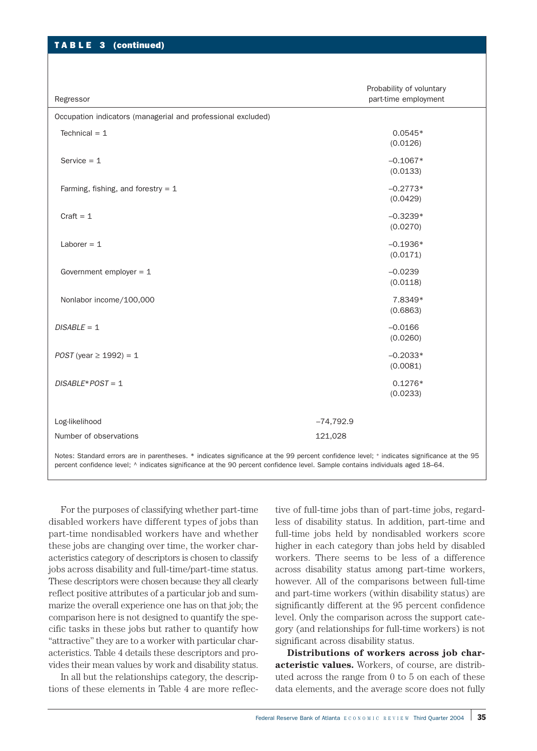**TABLE 3 (continued)**

| Regressor | | Probability of voluntary part-time employment |
|---|---|---|
| Occupation indicators (managerial and professional excluded) | | |
| Technical = 1 | | 0.0545* |
| | | (0.0126) |
| Service = 1 | | –0.1067* |
| | | (0.0133) |
| Farming, fishing, and forestry = 1 | | –0.2773* |
| | | (0.0429) |
| Craft = 1 | | –0.3239* |
| | | (0.0270) |
| Laborer = 1 | | –0.1936* |
| | | (0.0171) |
| Government employer = 1 | | –0.0239 |
| | | (0.0118) |
| Nonlabor income/100,000 | | 7.8349* |
| | | (0.6863) |
| *DISABLE* = 1 | | –0.0166 |
| | | (0.0260) |
| *POST* (year ≥ 1992) = 1 | | –0.2033* |
| | | (0.0081) |
| *DISABLE*\*POST* = 1 | | 0.1276* |
| | | (0.0233) |
| Log-likelihood | –74,792.9 | |
| Number of observations | 121,028 | |

Notes: Standard errors are in parentheses. * indicates significance at the 99 percent confidence level; + indicates significance at the 95 percent confidence level; ^ indicates significance at the 90 percent confidence level. Sample contains individuals aged 18–64.

For the purposes of classifying whether part-time disabled workers have different types of jobs than part-time nondisabled workers have and whether these jobs are changing over time, the worker characteristics category of descriptors is chosen to classify jobs across disability and full-time/part-time status. These descriptors were chosen because they all clearly reflect positive attributes of a particular job and summarize the overall experience one has on that job; the comparison here is not designed to quantify the specific tasks in these jobs but rather to quantify how "attractive" they are to a worker with particular characteristics. Table 4 details these descriptors and provides their mean values by work and disability status.

In all but the relationships category, the descriptions of these elements in Table 4 are more reflective of full-time jobs than of part-time jobs, regardless of disability status. In addition, part-time and full-time jobs held by nondisabled workers score higher in each category than jobs held by disabled workers. There seems to be less of a difference across disability status among part-time workers, however. All of the comparisons between full-time and part-time workers (within disability status) are significantly different at the 95 percent confidence level. Only the comparison across the support category (and relationships for full-time workers) is not significant across disability status.

**Distributions of workers across job characteristic values.** Workers, of course, are distributed across the range from 0 to 5 on each of these data elements, and the average score does not fully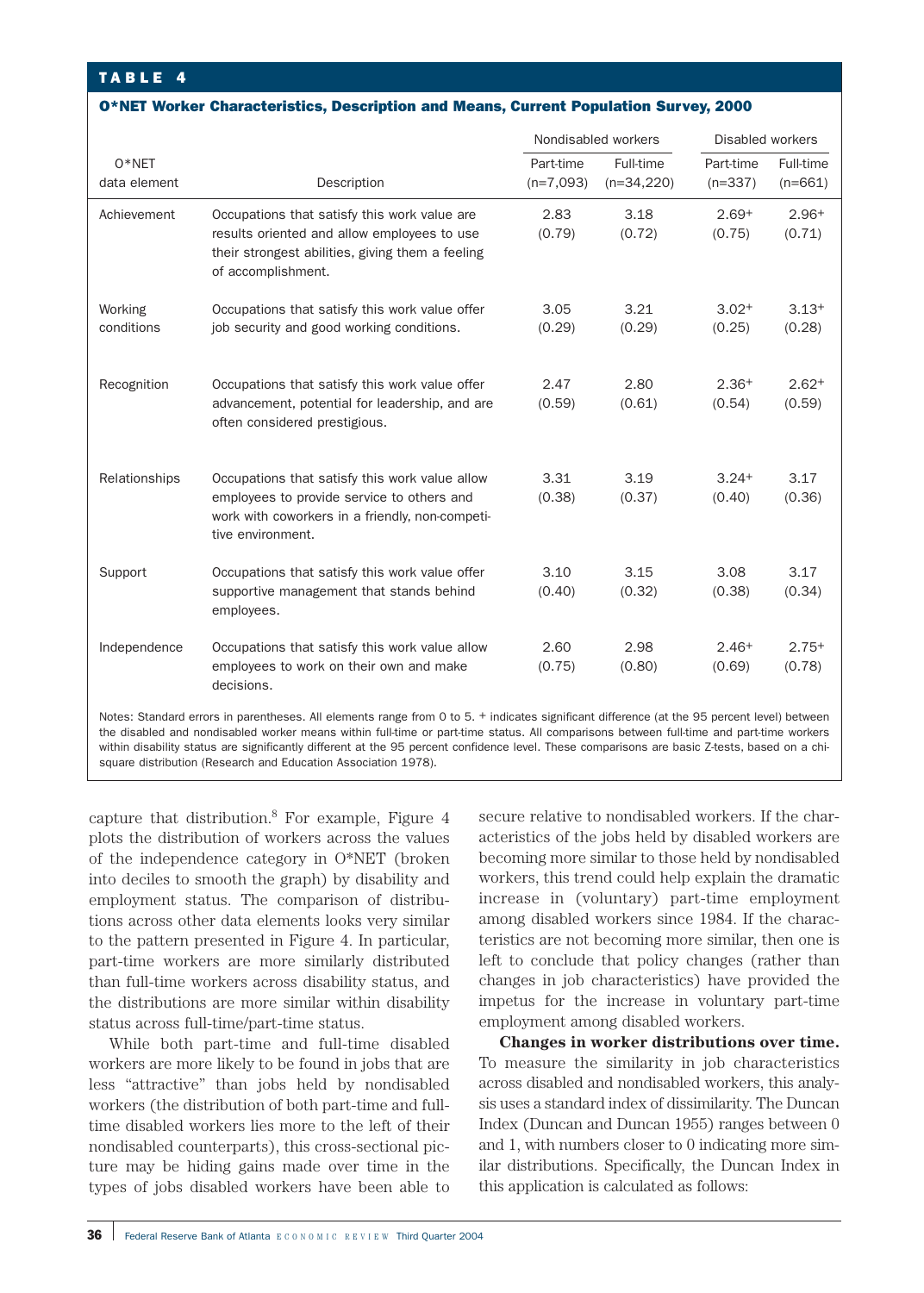**TABLE 4**

**O*NET Worker Characteristics, Description and Means, Current Population Survey, 2000**

| O*NET data element | Description | Nondisabled workers Part-time (n=7,093) | Nondisabled workers Full-time (n=34,220) | Disabled workers Part-time (n=337) | Disabled workers Full-time (n=661) |
|---|---|---|---|---|---|
| Achievement | Occupations that satisfy this work value are results oriented and allow employees to use their strongest abilities, giving them a feeling of accomplishment. | 2.83 (0.79) | 3.18 (0.72) | 2.69+ (0.75) | 2.96+ (0.71) |
| Working conditions | Occupations that satisfy this work value offer job security and good working conditions. | 3.05 (0.29) | 3.21 (0.29) | 3.02+ (0.25) | 3.13+ (0.28) |
| Recognition | Occupations that satisfy this work value offer advancement, potential for leadership, and are often considered prestigious. | 2.47 (0.59) | 2.80 (0.61) | 2.36+ (0.54) | 2.62+ (0.59) |
| Relationships | Occupations that satisfy this work value allow employees to provide service to others and work with coworkers in a friendly, non-competitive environment. | 3.31 (0.38) | 3.19 (0.37) | 3.24+ (0.40) | 3.17 (0.36) |
| Support | Occupations that satisfy this work value offer supportive management that stands behind employees. | 3.10 (0.40) | 3.15 (0.32) | 3.08 (0.38) | 3.17 (0.34) |
| Independence | Occupations that satisfy this work value allow employees to work on their own and make decisions. | 2.60 (0.75) | 2.98 (0.80) | 2.46+ (0.69) | 2.75+ (0.78) |

Notes: Standard errors in parentheses. All elements range from 0 to 5. + indicates significant difference (at the 95 percent level) between the disabled and nondisabled worker means within full-time or part-time status. All comparisons between full-time and part-time workers within disability status are significantly different at the 95 percent confidence level. These comparisons are basic Z-tests, based on a chi-square distribution (Research and Education Association 1978).

capture that distribution.[8] For example, Figure 4 plots the distribution of workers across the values of the independence category in O*NET (broken into deciles to smooth the graph) by disability and employment status. The comparison of distributions across other data elements looks very similar to the pattern presented in Figure 4. In particular, part-time workers are more similarly distributed than full-time workers across disability status, and the distributions are more similar within disability status across full-time/part-time status.

While both part-time and full-time disabled workers are more likely to be found in jobs that are less "attractive" than jobs held by nondisabled workers (the distribution of both part-time and full-time disabled workers lies more to the left of their nondisabled counterparts), this cross-sectional picture may be hiding gains made over time in the types of jobs disabled workers have been able to secure relative to nondisabled workers. If the characteristics of the jobs held by disabled workers are becoming more similar to those held by nondisabled workers, this trend could help explain the dramatic increase in (voluntary) part-time employment among disabled workers since 1984. If the characteristics are not becoming more similar, then one is left to conclude that policy changes (rather than changes in job characteristics) have provided the impetus for the increase in voluntary part-time employment among disabled workers.

**Changes in worker distributions over time.** To measure the similarity in job characteristics across disabled and nondisabled workers, this analysis uses a standard index of dissimilarity. The Duncan Index (Duncan and Duncan 1955) ranges between 0 and 1, with numbers closer to 0 indicating more similar distributions. Specifically, the Duncan Index in this application is calculated as follows: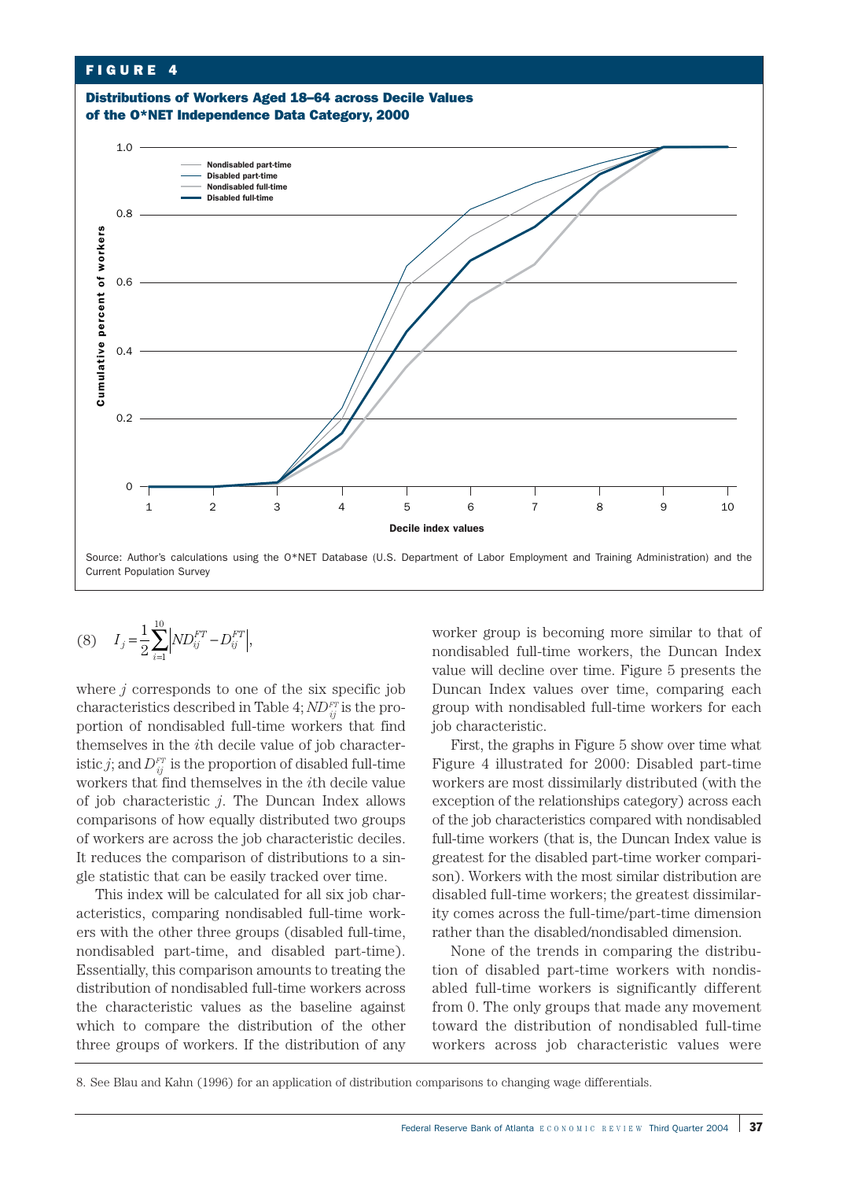**FIGURE 4**

**Distributions of Workers Aged 18–64 across Decile Values of the O*NET Independence Data Category, 2000**

Source: Author's calculations using the O*NET Database (U.S. Department of Labor Employment and Training Administration) and the Current Population Survey

$$(8)\quad I_j = \frac{1}{2}\sum_{i=1}^{10}\left|ND_{ij}^{FT} - D_{ij}^{FT}\right|,$$

where $j$ corresponds to one of the six specific job characteristics described in Table 4; $ND_{ij}^{FT}$ is the proportion of nondisabled full-time workers that find themselves in the $i$th decile value of job characteristic $j$; and $D_{ij}^{FT}$ is the proportion of disabled full-time workers that find themselves in the $i$th decile value of job characteristic $j$. The Duncan Index allows comparisons of how equally distributed two groups of workers are across the job characteristic deciles. It reduces the comparison of distributions to a single statistic that can be easily tracked over time.

This index will be calculated for all six job characteristics, comparing nondisabled full-time workers with the other three groups (disabled full-time, nondisabled part-time, and disabled part-time). Essentially, this comparison amounts to treating the distribution of nondisabled full-time workers across the characteristic values as the baseline against which to compare the distribution of the other three groups of workers. If the distribution of any worker group is becoming more similar to that of nondisabled full-time workers, the Duncan Index value will decline over time. Figure 5 presents the Duncan Index values over time, comparing each group with nondisabled full-time workers for each job characteristic.

First, the graphs in Figure 5 show over time what Figure 4 illustrated for 2000: Disabled part-time workers are most dissimilarly distributed (with the exception of the relationships category) across each of the job characteristics compared with nondisabled full-time workers (that is, the Duncan Index value is greatest for the disabled part-time worker comparison). Workers with the most similar distribution are disabled full-time workers; the greatest dissimilarity comes across the full-time/part-time dimension rather than the disabled/nondisabled dimension.

None of the trends in comparing the distribution of disabled part-time workers with nondisabled full-time workers is significantly different from 0. The only groups that made any movement toward the distribution of nondisabled full-time workers across job characteristic values were

8. See Blau and Kahn (1996) for an application of distribution comparisons to changing wage differentials.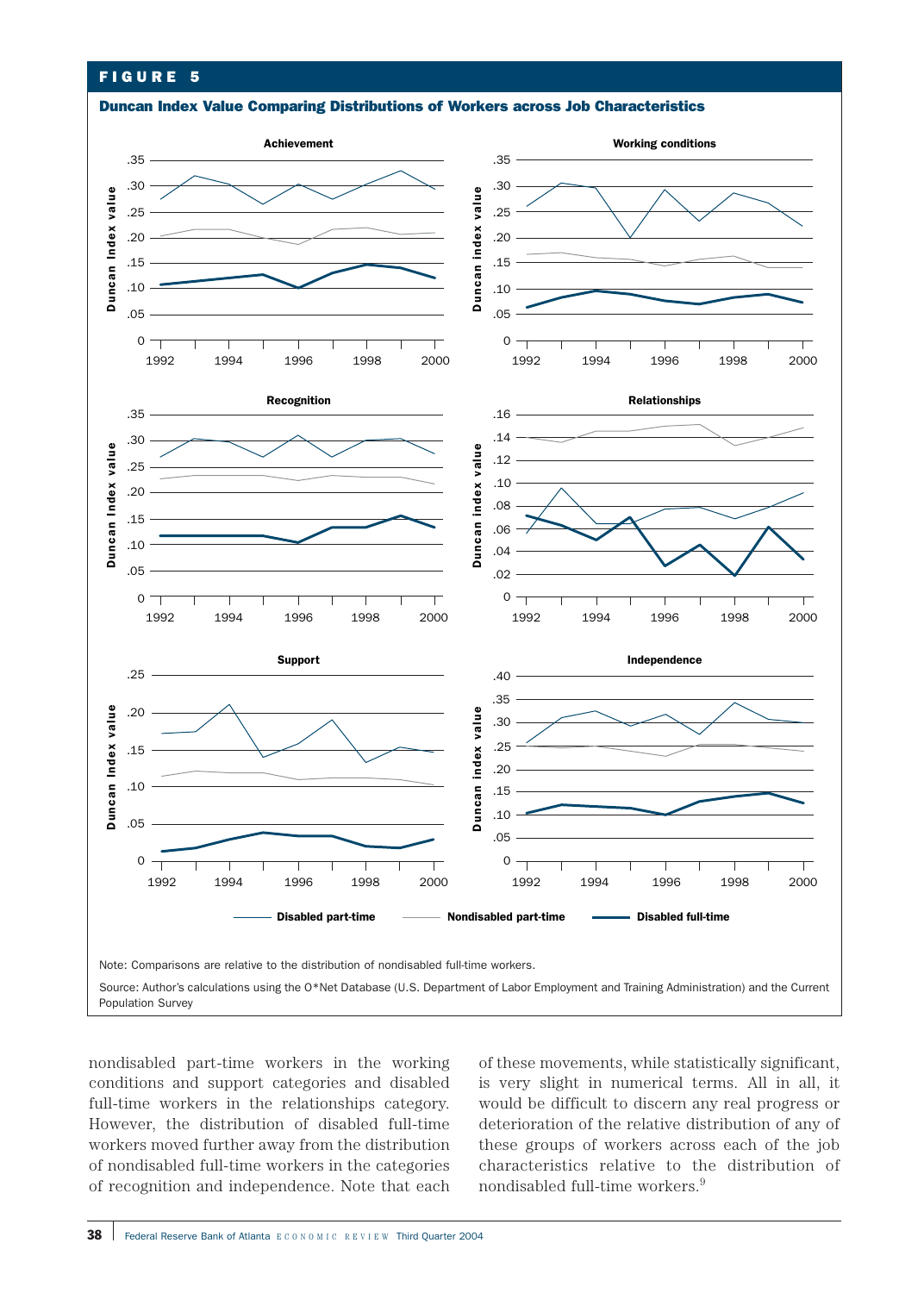## FIGURE 5

**Duncan Index Value Comparing Distributions of Workers across Job Characteristics**

Note: Comparisons are relative to the distribution of nondisabled full-time workers.

Source: Author's calculations using the O*Net Database (U.S. Department of Labor Employment and Training Administration) and the Current Population Survey

nondisabled part-time workers in the working conditions and support categories and disabled full-time workers in the relationships category. However, the distribution of disabled full-time workers moved further away from the distribution of nondisabled full-time workers in the categories of recognition and independence. Note that each of these movements, while statistically significant, is very slight in numerical terms. All in all, it would be difficult to discern any real progress or deterioration of the relative distribution of any of these groups of workers across each of the job characteristics relative to the distribution of nondisabled full-time workers.[9]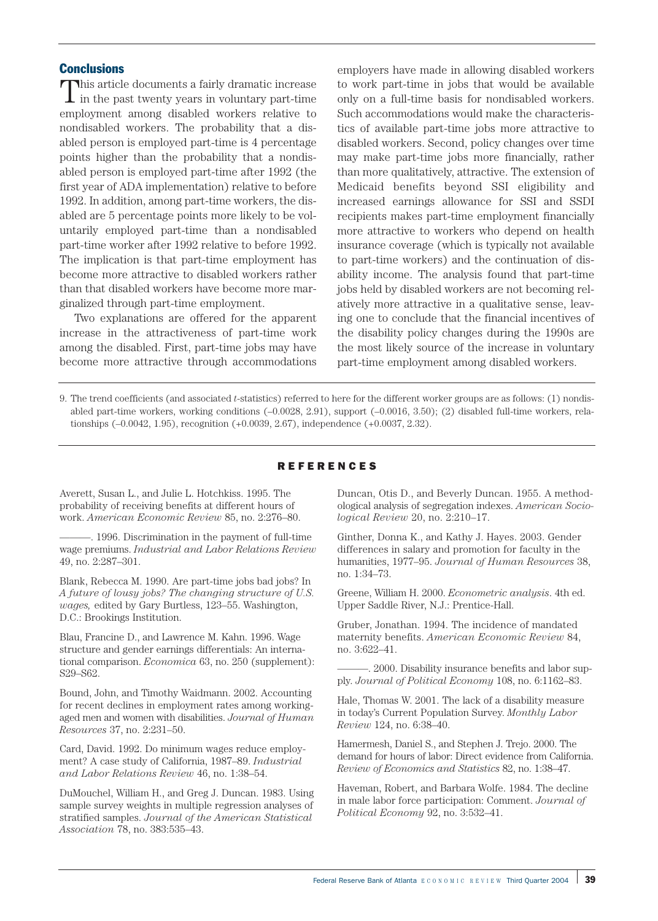## Conclusions

This article documents a fairly dramatic increase in the past twenty years in voluntary part-time employment among disabled workers relative to nondisabled workers. The probability that a disabled person is employed part-time is 4 percentage points higher than the probability that a nondisabled person is employed part-time after 1992 (the first year of ADA implementation) relative to before 1992. In addition, among part-time workers, the disabled are 5 percentage points more likely to be voluntarily employed part-time than a nondisabled part-time worker after 1992 relative to before 1992. The implication is that part-time employment has become more attractive to disabled workers rather than that disabled workers have become more marginalized through part-time employment.

Two explanations are offered for the apparent increase in the attractiveness of part-time work among the disabled. First, part-time jobs may have become more attractive through accommodations employers have made in allowing disabled workers to work part-time in jobs that would be available only on a full-time basis for nondisabled workers. Such accommodations would make the characteristics of available part-time jobs more attractive to disabled workers. Second, policy changes over time may make part-time jobs more financially, rather than more qualitatively, attractive. The extension of Medicaid benefits beyond SSI eligibility and increased earnings allowance for SSI and SSDI recipients makes part-time employment financially more attractive to workers who depend on health insurance coverage (which is typically not available to part-time workers) and the continuation of disability income. The analysis found that part-time jobs held by disabled workers are not becoming relatively more attractive in a qualitative sense, leaving one to conclude that the financial incentives of the disability policy changes during the 1990s are the most likely source of the increase in voluntary part-time employment among disabled workers.

9. The trend coefficients (and associated *t*-statistics) referred to here for the different worker groups are as follows: (1) nondisabled part-time workers, working conditions (–0.0028, 2.91), support (–0.0016, 3.50); (2) disabled full-time workers, relationships (–0.0042, 1.95), recognition (+0.0039, 2.67), independence (+0.0037, 2.32).

## REFERENCES

Averett, Susan L., and Julie L. Hotchkiss. 1995. The probability of receiving benefits at different hours of work. *American Economic Review* 85, no. 2:276–80.

———. 1996. Discrimination in the payment of full-time wage premiums. *Industrial and Labor Relations Review* 49, no. 2:287–301.

Blank, Rebecca M. 1990. Are part-time jobs bad jobs? In *A future of lousy jobs? The changing structure of U.S. wages,* edited by Gary Burtless, 123–55. Washington, D.C.: Brookings Institution.

Blau, Francine D., and Lawrence M. Kahn. 1996. Wage structure and gender earnings differentials: An international comparison. *Economica* 63, no. 250 (supplement): S29–S62.

Bound, John, and Timothy Waidmann. 2002. Accounting for recent declines in employment rates among working-aged men and women with disabilities. *Journal of Human Resources* 37, no. 2:231–50.

Card, David. 1992. Do minimum wages reduce employment? A case study of California, 1987–89. *Industrial and Labor Relations Review* 46, no. 1:38–54.

DuMouchel, William H., and Greg J. Duncan. 1983. Using sample survey weights in multiple regression analyses of stratified samples. *Journal of the American Statistical Association* 78, no. 383:535–43.

Duncan, Otis D., and Beverly Duncan. 1955. A methodological analysis of segregation indexes. *American Sociological Review* 20, no. 2:210–17.

Ginther, Donna K., and Kathy J. Hayes. 2003. Gender differences in salary and promotion for faculty in the humanities, 1977–95. *Journal of Human Resources* 38, no. 1:34–73.

Greene, William H. 2000. *Econometric analysis*. 4th ed. Upper Saddle River, N.J.: Prentice-Hall.

Gruber, Jonathan. 1994. The incidence of mandated maternity benefits. *American Economic Review* 84, no. 3:622–41.

———. 2000. Disability insurance benefits and labor supply. *Journal of Political Economy* 108, no. 6:1162–83.

Hale, Thomas W. 2001. The lack of a disability measure in today's Current Population Survey. *Monthly Labor Review* 124, no. 6:38–40.

Hamermesh, Daniel S., and Stephen J. Trejo. 2000. The demand for hours of labor: Direct evidence from California. *Review of Economics and Statistics* 82, no. 1:38–47.

Haveman, Robert, and Barbara Wolfe. 1984. The decline in male labor force participation: Comment. *Journal of Political Economy* 92, no. 3:532–41.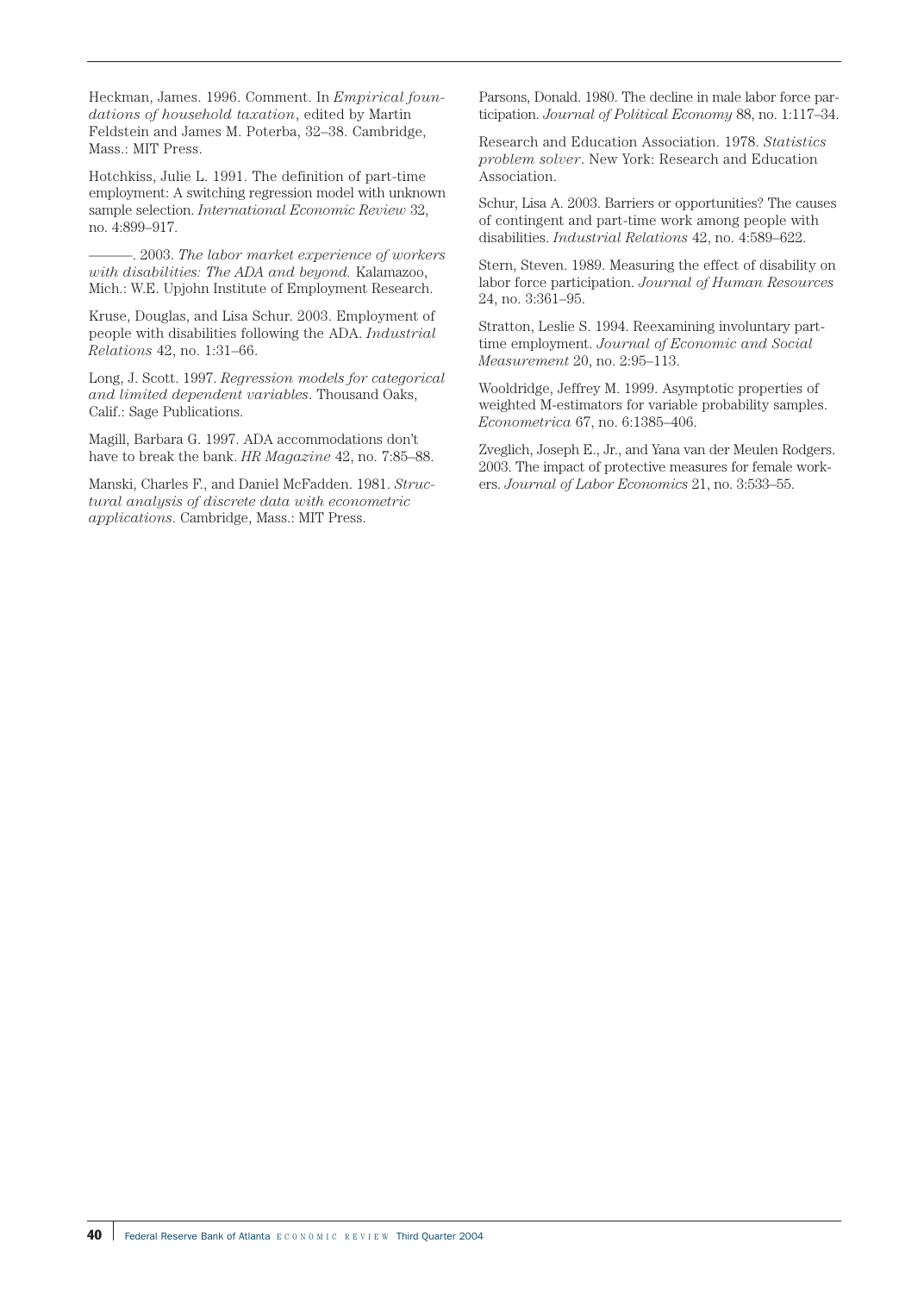Heckman, James. 1996. Comment. In *Empirical foundations of household taxation*, edited by Martin Feldstein and James M. Poterba, 32–38. Cambridge, Mass.: MIT Press.

Hotchkiss, Julie L. 1991. The definition of part-time employment: A switching regression model with unknown sample selection. *International Economic Review* 32, no. 4:899–917.

———. 2003. *The labor market experience of workers with disabilities: The ADA and beyond.* Kalamazoo, Mich.: W.E. Upjohn Institute of Employment Research.

Kruse, Douglas, and Lisa Schur. 2003. Employment of people with disabilities following the ADA. *Industrial Relations* 42, no. 1:31–66.

Long, J. Scott. 1997. *Regression models for categorical and limited dependent variables*. Thousand Oaks, Calif.: Sage Publications.

Magill, Barbara G. 1997. ADA accommodations don't have to break the bank. *HR Magazine* 42, no. 7:85–88.

Manski, Charles F., and Daniel McFadden. 1981. *Structural analysis of discrete data with econometric applications*. Cambridge, Mass.: MIT Press.

Parsons, Donald. 1980. The decline in male labor force participation. *Journal of Political Economy* 88, no. 1:117–34.

Research and Education Association. 1978. *Statistics problem solver*. New York: Research and Education Association.

Schur, Lisa A. 2003. Barriers or opportunities? The causes of contingent and part-time work among people with disabilities. *Industrial Relations* 42, no. 4:589–622.

Stern, Steven. 1989. Measuring the effect of disability on labor force participation. *Journal of Human Resources* 24, no. 3:361–95.

Stratton, Leslie S. 1994. Reexamining involuntary part-time employment. *Journal of Economic and Social Measurement* 20, no. 2:95–113.

Wooldridge, Jeffrey M. 1999. Asymptotic properties of weighted M-estimators for variable probability samples. *Econometrica* 67, no. 6:1385–406.

Zveglich, Joseph E., Jr., and Yana van der Meulen Rodgers. 2003. The impact of protective measures for female workers. *Journal of Labor Economics* 21, no. 3:533–55.